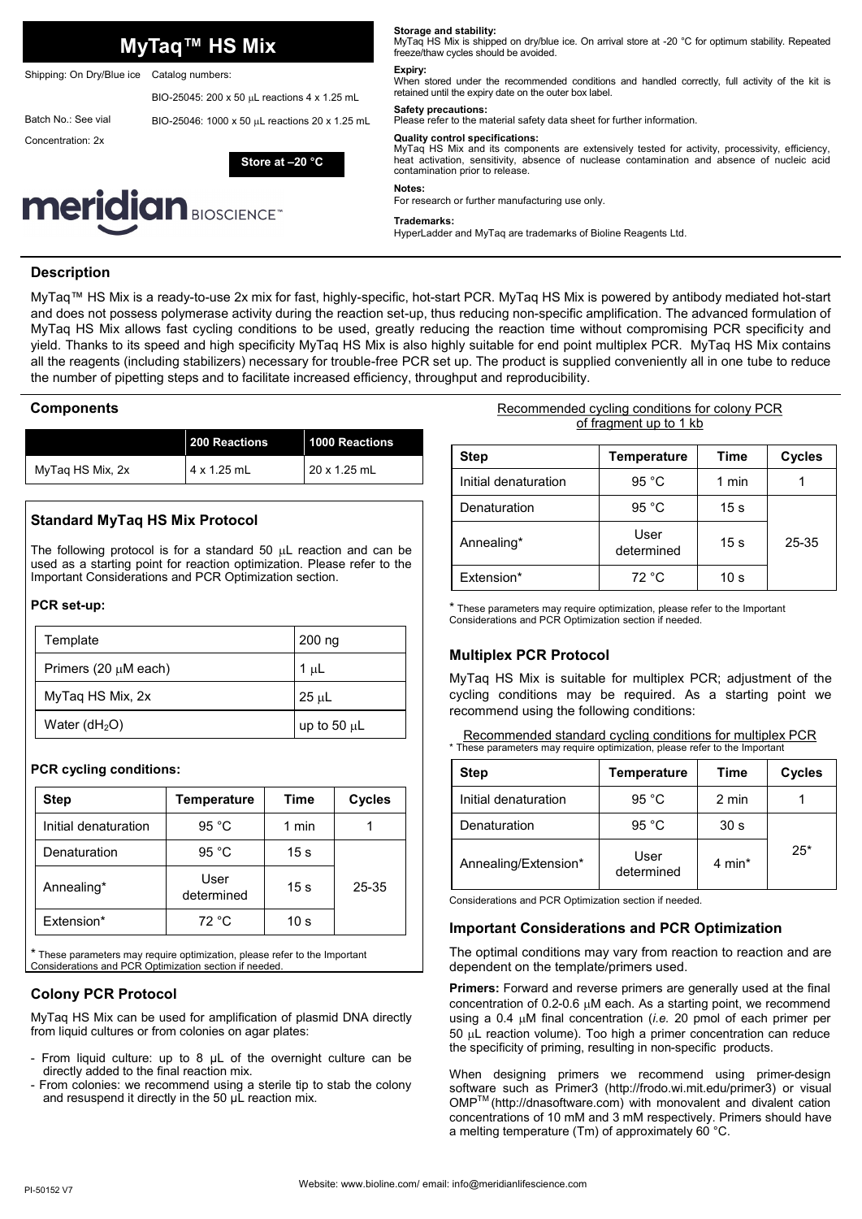# MyTaq™ HS Mix

Shipping: On Dry/Blue ice

Catalog numbers:

BIO-25045: 200 x 50 μL reactions 4 x 1.25 mL

BIO-25046: 1000 x 50 μL reactions 20 x 1.25 mL

Batch No.: See vial

Concentration: 2x

**Store at –20 °C**

meridian BIOSCIENCE™

**Storage and stability:**
MyTaq HS Mix is shipped on dry/blue ice. On arrival store at -20 °C for optimum stability. Repeated freeze/thaw cycles should be avoided.

**Expiry:**
When stored under the recommended conditions and handled correctly, full activity of the kit is retained until the expiry date on the outer box label.

**Safety precautions:**
Please refer to the material safety data sheet for further information.

**Quality control specifications:**
MyTaq HS Mix and its components are extensively tested for activity, processivity, efficiency, heat activation, sensitivity, absence of nuclease contamination and absence of nucleic acid contamination prior to release.

**Notes:**
For research or further manufacturing use only.

**Trademarks:**
HyperLadder and MyTaq are trademarks of Bioline Reagents Ltd.

## Description

MyTaq™ HS Mix is a ready-to-use 2x mix for fast, highly-specific, hot-start PCR. MyTaq HS Mix is powered by antibody mediated hot-start and does not possess polymerase activity during the reaction set-up, thus reducing non-specific amplification. The advanced formulation of MyTaq HS Mix allows fast cycling conditions to be used, greatly reducing the reaction time without compromising PCR specificity and yield. Thanks to its speed and high specificity MyTaq HS Mix is also highly suitable for end point multiplex PCR. MyTaq HS Mix contains all the reagents (including stabilizers) necessary for trouble-free PCR set up. The product is supplied conveniently all in one tube to reduce the number of pipetting steps and to facilitate increased efficiency, throughput and reproducibility.

## Components

| | 200 Reactions | 1000 Reactions |
|---|---|---|
| MyTaq HS Mix, 2x | 4 x 1.25 mL | 20 x 1.25 mL |

## Standard MyTaq HS Mix Protocol

The following protocol is for a standard 50 μL reaction and can be used as a starting point for reaction optimization. Please refer to the Important Considerations and PCR Optimization section.

### PCR set-up:

| | |
|---|---|
| Template | 200 ng |
| Primers (20 μM each) | 1 μL |
| MyTaq HS Mix, 2x | 25 μL |
| Water ($dH_2O$) | up to 50 μL |

### PCR cycling conditions:

| Step | Temperature | Time | Cycles |
|---|---|---|---|
| Initial denaturation | 95 °C | 1 min | 1 |
| Denaturation | 95 °C | 15 s | 25-35 |
| Annealing* | User determined | 15 s | |
| Extension* | 72 °C | 10 s | |

* These parameters may require optimization, please refer to the Important Considerations and PCR Optimization section if needed.

## Colony PCR Protocol

MyTaq HS Mix can be used for amplification of plasmid DNA directly from liquid cultures or from colonies on agar plates:

- From liquid culture: up to 8 μL of the overnight culture can be directly added to the final reaction mix.
- From colonies: we recommend using a sterile tip to stab the colony and resuspend it directly in the 50 μL reaction mix.

Recommended cycling conditions for colony PCR of fragment up to 1 kb

| Step | Temperature | Time | Cycles |
|---|---|---|---|
| Initial denaturation | 95 °C | 1 min | 1 |
| Denaturation | 95 °C | 15 s | 25-35 |
| Annealing* | User determined | 15 s | |
| Extension* | 72 °C | 10 s | |

* These parameters may require optimization, please refer to the Important Considerations and PCR Optimization section if needed.

## Multiplex PCR Protocol

MyTaq HS Mix is suitable for multiplex PCR; adjustment of the cycling conditions may be required. As a starting point we recommend using the following conditions:

Recommended standard cycling conditions for multiplex PCR

| Step | Temperature | Time | Cycles |
|---|---|---|---|
| Initial denaturation | 95 °C | 2 min | 1 |
| Denaturation | 95 °C | 30 s | 25* |
| Annealing/Extension* | User determined | 4 min* | |

* These parameters may require optimization, please refer to the Important Considerations and PCR Optimization section if needed.

## Important Considerations and PCR Optimization

The optimal conditions may vary from reaction to reaction and are dependent on the template/primers used.

**Primers:** Forward and reverse primers are generally used at the final concentration of 0.2-0.6 μM each. As a starting point, we recommend using a 0.4 μM final concentration (*i.e.* 20 pmol of each primer per 50 μL reaction volume). Too high a primer concentration can reduce the specificity of priming, resulting in non-specific products.

When designing primers we recommend using primer-design software such as Primer3 (http://frodo.wi.mit.edu/primer3) or visual OMP™ (http://dnasoftware.com) with monovalent and divalent cation concentrations of 10 mM and 3 mM respectively. Primers should have a melting temperature (Tm) of approximately 60 °C.

PI-50152 V7

Website: www.bioline.com/ email: info@meridianlifescience.com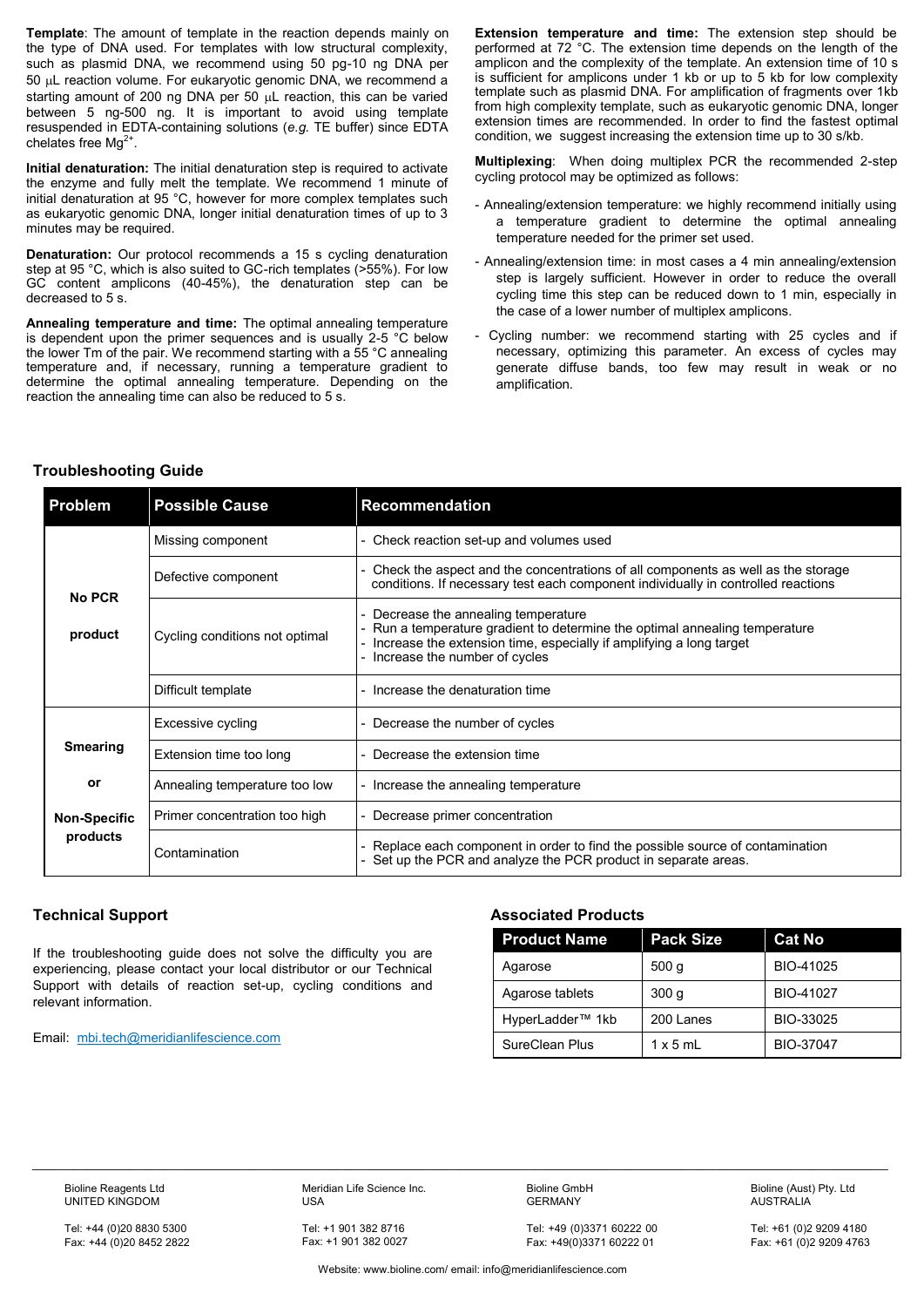**Template**: The amount of template in the reaction depends mainly on the type of DNA used. For templates with low structural complexity, such as plasmid DNA, we recommend using 50 pg-10 ng DNA per 50 µL reaction volume. For eukaryotic genomic DNA, we recommend a starting amount of 200 ng DNA per 50 µL reaction, this can be varied between 5 ng-500 ng. It is important to avoid using template resuspended in EDTA-containing solutions (*e.g.* TE buffer) since EDTA chelates free $Mg^{2+}$.

**Initial denaturation:** The initial denaturation step is required to activate the enzyme and fully melt the template. We recommend 1 minute of initial denaturation at 95 °C, however for more complex templates such as eukaryotic genomic DNA, longer initial denaturation times of up to 3 minutes may be required.

**Denaturation:** Our protocol recommends a 15 s cycling denaturation step at 95 °C, which is also suited to GC-rich templates (>55%). For low GC content amplicons (40-45%), the denaturation step can be decreased to 5 s.

**Annealing temperature and time:** The optimal annealing temperature is dependent upon the primer sequences and is usually 2-5 °C below the lower Tm of the pair. We recommend starting with a 55 °C annealing temperature and, if necessary, running a temperature gradient to determine the optimal annealing temperature. Depending on the reaction the annealing time can also be reduced to 5 s.

**Extension temperature and time:** The extension step should be performed at 72 °C. The extension time depends on the length of the amplicon and the complexity of the template. An extension time of 10 s is sufficient for amplicons under 1 kb or up to 5 kb for low complexity template such as plasmid DNA. For amplification of fragments over 1kb from high complexity template, such as eukaryotic genomic DNA, longer extension times are recommended. In order to find the fastest optimal condition, we suggest increasing the extension time up to 30 s/kb.

**Multiplexing**: When doing multiplex PCR the recommended 2-step cycling protocol may be optimized as follows:

- Annealing/extension temperature: we highly recommend initially using a temperature gradient to determine the optimal annealing temperature needed for the primer set used.
- Annealing/extension time: in most cases a 4 min annealing/extension step is largely sufficient. However in order to reduce the overall cycling time this step can be reduced down to 1 min, especially in the case of a lower number of multiplex amplicons.
- Cycling number: we recommend starting with 25 cycles and if necessary, optimizing this parameter. An excess of cycles may generate diffuse bands, too few may result in weak or no amplification.

## Troubleshooting Guide

| Problem | Possible Cause | Recommendation |
|---|---|---|
| No PCR product | Missing component | - Check reaction set-up and volumes used |
| | Defective component | - Check the aspect and the concentrations of all components as well as the storage conditions. If necessary test each component individually in controlled reactions |
| | Cycling conditions not optimal | - Decrease the annealing temperature<br>- Run a temperature gradient to determine the optimal annealing temperature<br>- Increase the extension time, especially if amplifying a long target<br>- Increase the number of cycles |
| | Difficult template | - Increase the denaturation time |
| Smearing or Non-Specific products | Excessive cycling | - Decrease the number of cycles |
| | Extension time too long | - Decrease the extension time |
| | Annealing temperature too low | - Increase the annealing temperature |
| | Primer concentration too high | - Decrease primer concentration |
| | Contamination | - Replace each component in order to find the possible source of contamination<br>- Set up the PCR and analyze the PCR product in separate areas. |

## Technical Support

If the troubleshooting guide does not solve the difficulty you are experiencing, please contact your local distributor or our Technical Support with details of reaction set-up, cycling conditions and relevant information.

Email: mbi.tech@meridianlifescience.com

## Associated Products

| Product Name | Pack Size | Cat No |
|---|---|---|
| Agarose | 500 g | BIO-41025 |
| Agarose tablets | 300 g | BIO-41027 |
| HyperLadder™ 1kb | 200 Lanes | BIO-33025 |
| SureClean Plus | 1 x 5 mL | BIO-37047 |

Bioline Reagents Ltd
UNITED KINGDOM
Tel: +44 (0)20 8830 5300
Fax: +44 (0)20 8452 2822

Meridian Life Science Inc.
USA
Tel: +1 901 382 8716
Fax: +1 901 382 0027

Bioline GmbH
GERMANY
Tel: +49 (0)3371 60222 00
Fax: +49(0)3371 60222 01

Bioline (Aust) Pty. Ltd
AUSTRALIA
Tel: +61 (0)2 9209 4180
Fax: +61 (0)2 9209 4763

Website: www.bioline.com/ email: info@meridianlifescience.com